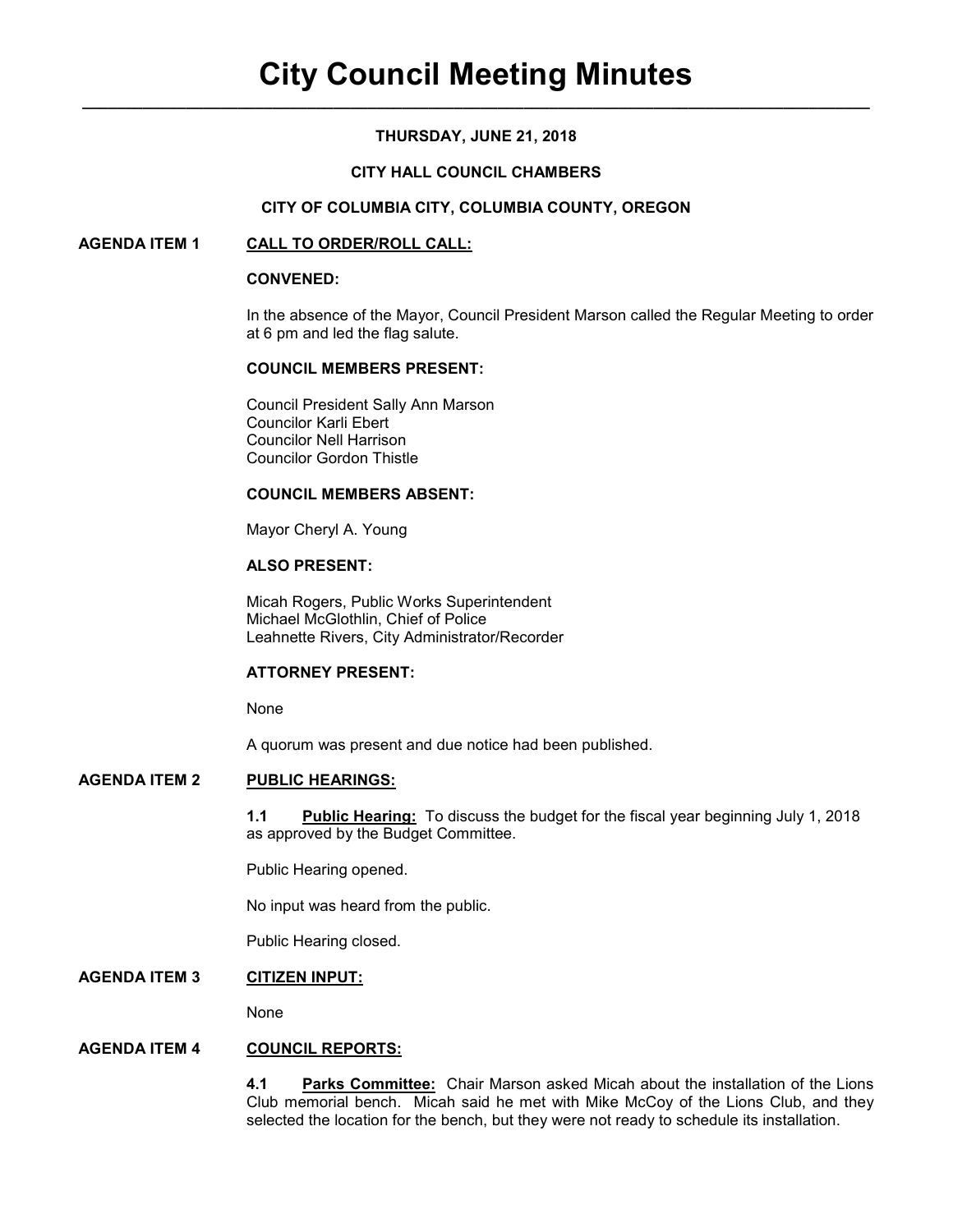# City Council Meeting Minutes

**THURSDAY, JUNE 21, 2018**

**CITY HALL COUNCIL CHAMBERS**

**CITY OF COLUMBIA CITY, COLUMBIA COUNTY, OREGON**

## AGENDA ITEM 1 — CALL TO ORDER/ROLL CALL:

**CONVENED:**

In the absence of the Mayor, Council President Marson called the Regular Meeting to order at 6 pm and led the flag salute.

**COUNCIL MEMBERS PRESENT:**

Council President Sally Ann Marson
Councilor Karli Ebert
Councilor Nell Harrison
Councilor Gordon Thistle

**COUNCIL MEMBERS ABSENT:**

Mayor Cheryl A. Young

**ALSO PRESENT:**

Micah Rogers, Public Works Superintendent
Michael McGlothlin, Chief of Police
Leahnette Rivers, City Administrator/Recorder

**ATTORNEY PRESENT:**

None

A quorum was present and due notice had been published.

## AGENDA ITEM 2 — PUBLIC HEARINGS:

**1.1 Public Hearing:** To discuss the budget for the fiscal year beginning July 1, 2018 as approved by the Budget Committee.

Public Hearing opened.

No input was heard from the public.

Public Hearing closed.

## AGENDA ITEM 3 — CITIZEN INPUT:

None

## AGENDA ITEM 4 — COUNCIL REPORTS:

**4.1 Parks Committee:** Chair Marson asked Micah about the installation of the Lions Club memorial bench. Micah said he met with Mike McCoy of the Lions Club, and they selected the location for the bench, but they were not ready to schedule its installation.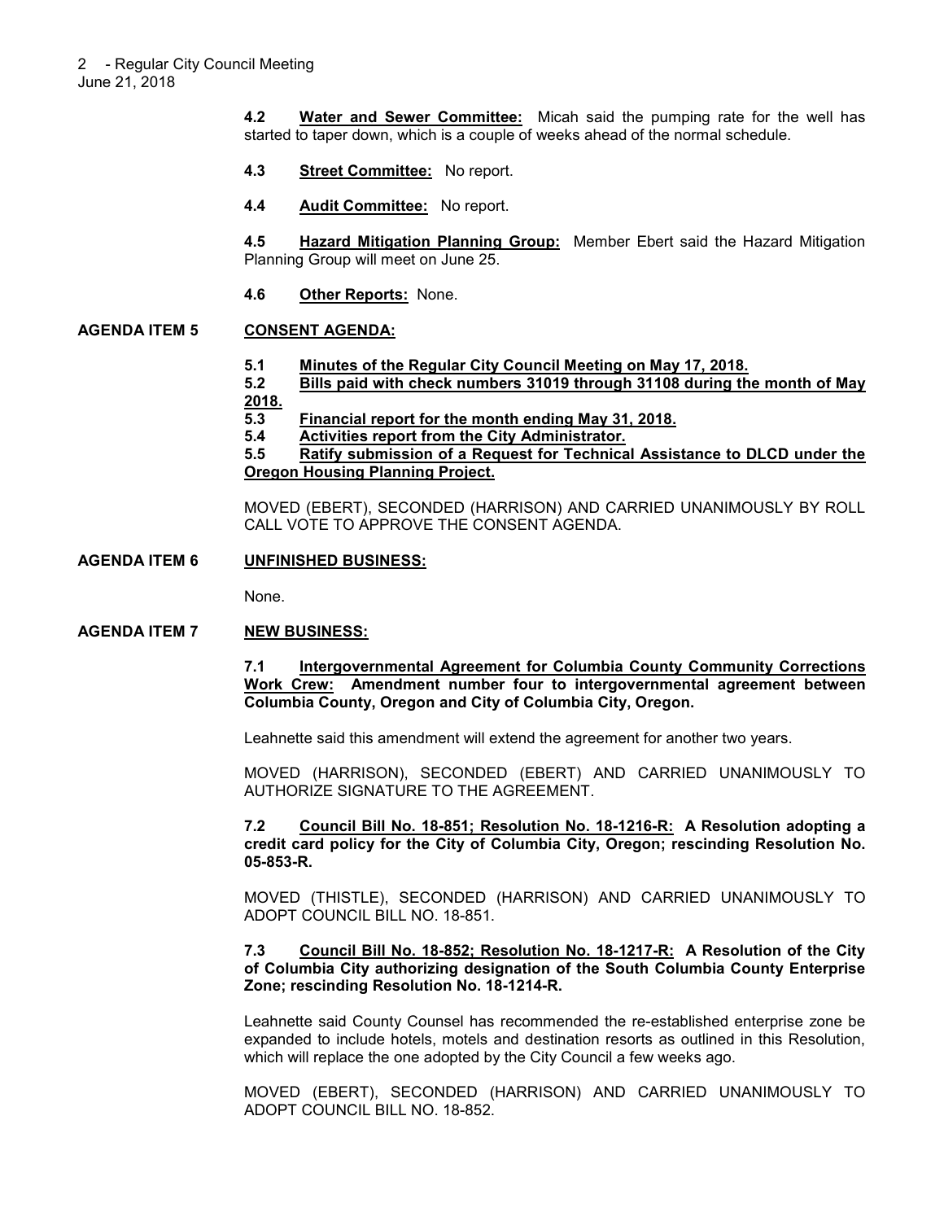**4.2 Water and Sewer Committee:** Micah said the pumping rate for the well has started to taper down, which is a couple of weeks ahead of the normal schedule.

**4.3 Street Committee:** No report.

**4.4 Audit Committee:** No report.

**4.5 Hazard Mitigation Planning Group:** Member Ebert said the Hazard Mitigation Planning Group will meet on June 25.

**4.6 Other Reports:** None.

## AGENDA ITEM 5 CONSENT AGENDA:

**5.1 Minutes of the Regular City Council Meeting on May 17, 2018.**

**5.2 Bills paid with check numbers 31019 through 31108 during the month of May 2018.**

**5.3 Financial report for the month ending May 31, 2018.**

**5.4 Activities report from the City Administrator.**

**5.5 Ratify submission of a Request for Technical Assistance to DLCD under the Oregon Housing Planning Project.**

MOVED (EBERT), SECONDED (HARRISON) AND CARRIED UNANIMOUSLY BY ROLL CALL VOTE TO APPROVE THE CONSENT AGENDA.

## AGENDA ITEM 6 UNFINISHED BUSINESS:

None.

## AGENDA ITEM 7 NEW BUSINESS:

**7.1 Intergovernmental Agreement for Columbia County Community Corrections Work Crew: Amendment number four to intergovernmental agreement between Columbia County, Oregon and City of Columbia City, Oregon.**

Leahnette said this amendment will extend the agreement for another two years.

MOVED (HARRISON), SECONDED (EBERT) AND CARRIED UNANIMOUSLY TO AUTHORIZE SIGNATURE TO THE AGREEMENT.

**7.2 Council Bill No. 18-851; Resolution No. 18-1216-R: A Resolution adopting a credit card policy for the City of Columbia City, Oregon; rescinding Resolution No. 05-853-R.**

MOVED (THISTLE), SECONDED (HARRISON) AND CARRIED UNANIMOUSLY TO ADOPT COUNCIL BILL NO. 18-851.

**7.3 Council Bill No. 18-852; Resolution No. 18-1217-R: A Resolution of the City of Columbia City authorizing designation of the South Columbia County Enterprise Zone; rescinding Resolution No. 18-1214-R.**

Leahnette said County Counsel has recommended the re-established enterprise zone be expanded to include hotels, motels and destination resorts as outlined in this Resolution, which will replace the one adopted by the City Council a few weeks ago.

MOVED (EBERT), SECONDED (HARRISON) AND CARRIED UNANIMOUSLY TO ADOPT COUNCIL BILL NO. 18-852.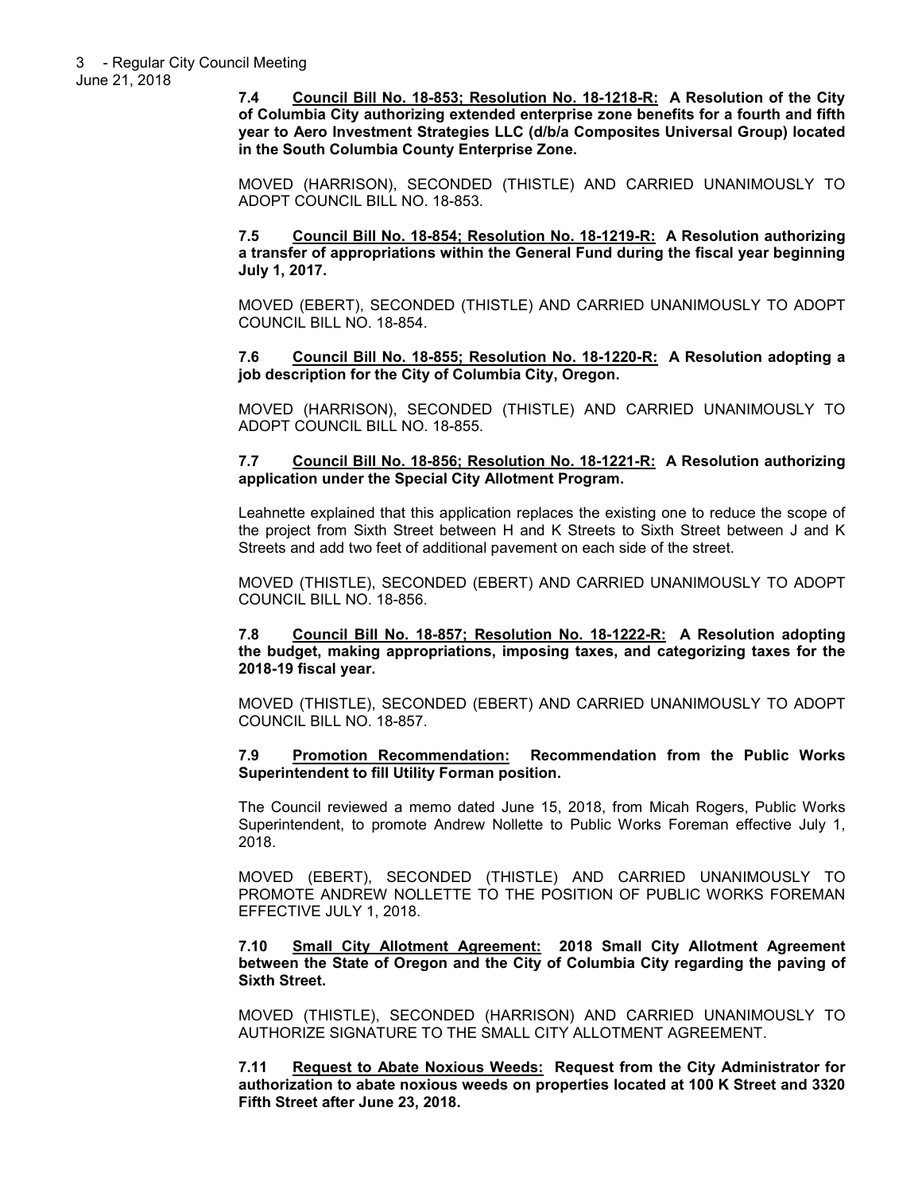**7.4 Council Bill No. 18-853; Resolution No. 18-1218-R: A Resolution of the City of Columbia City authorizing extended enterprise zone benefits for a fourth and fifth year to Aero Investment Strategies LLC (d/b/a Composites Universal Group) located in the South Columbia County Enterprise Zone.**

MOVED (HARRISON), SECONDED (THISTLE) AND CARRIED UNANIMOUSLY TO ADOPT COUNCIL BILL NO. 18-853.

**7.5 Council Bill No. 18-854; Resolution No. 18-1219-R: A Resolution authorizing a transfer of appropriations within the General Fund during the fiscal year beginning July 1, 2017.**

MOVED (EBERT), SECONDED (THISTLE) AND CARRIED UNANIMOUSLY TO ADOPT COUNCIL BILL NO. 18-854.

**7.6 Council Bill No. 18-855; Resolution No. 18-1220-R: A Resolution adopting a job description for the City of Columbia City, Oregon.**

MOVED (HARRISON), SECONDED (THISTLE) AND CARRIED UNANIMOUSLY TO ADOPT COUNCIL BILL NO. 18-855.

**7.7 Council Bill No. 18-856; Resolution No. 18-1221-R: A Resolution authorizing application under the Special City Allotment Program.**

Leahnette explained that this application replaces the existing one to reduce the scope of the project from Sixth Street between H and K Streets to Sixth Street between J and K Streets and add two feet of additional pavement on each side of the street.

MOVED (THISTLE), SECONDED (EBERT) AND CARRIED UNANIMOUSLY TO ADOPT COUNCIL BILL NO. 18-856.

**7.8 Council Bill No. 18-857; Resolution No. 18-1222-R: A Resolution adopting the budget, making appropriations, imposing taxes, and categorizing taxes for the 2018-19 fiscal year.**

MOVED (THISTLE), SECONDED (EBERT) AND CARRIED UNANIMOUSLY TO ADOPT COUNCIL BILL NO. 18-857.

**7.9 Promotion Recommendation: Recommendation from the Public Works Superintendent to fill Utility Forman position.**

The Council reviewed a memo dated June 15, 2018, from Micah Rogers, Public Works Superintendent, to promote Andrew Nollette to Public Works Foreman effective July 1, 2018.

MOVED (EBERT), SECONDED (THISTLE) AND CARRIED UNANIMOUSLY TO PROMOTE ANDREW NOLLETTE TO THE POSITION OF PUBLIC WORKS FOREMAN EFFECTIVE JULY 1, 2018.

**7.10 Small City Allotment Agreement: 2018 Small City Allotment Agreement between the State of Oregon and the City of Columbia City regarding the paving of Sixth Street.**

MOVED (THISTLE), SECONDED (HARRISON) AND CARRIED UNANIMOUSLY TO AUTHORIZE SIGNATURE TO THE SMALL CITY ALLOTMENT AGREEMENT.

**7.11 Request to Abate Noxious Weeds: Request from the City Administrator for authorization to abate noxious weeds on properties located at 100 K Street and 3320 Fifth Street after June 23, 2018.**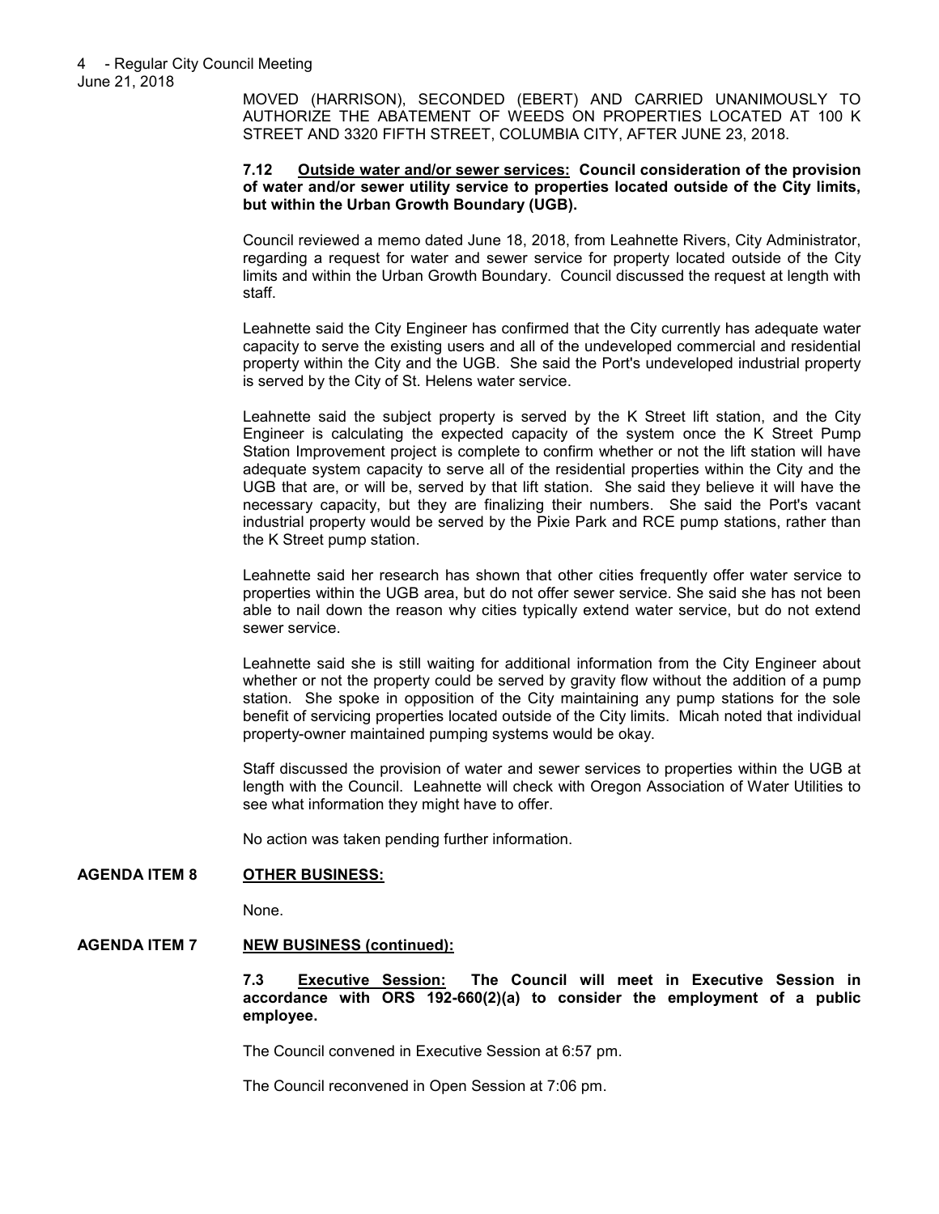MOVED (HARRISON), SECONDED (EBERT) AND CARRIED UNANIMOUSLY TO AUTHORIZE THE ABATEMENT OF WEEDS ON PROPERTIES LOCATED AT 100 K STREET AND 3320 FIFTH STREET, COLUMBIA CITY, AFTER JUNE 23, 2018.

**7.12 Outside water and/or sewer services: Council consideration of the provision of water and/or sewer utility service to properties located outside of the City limits, but within the Urban Growth Boundary (UGB).**

Council reviewed a memo dated June 18, 2018, from Leahnette Rivers, City Administrator, regarding a request for water and sewer service for property located outside of the City limits and within the Urban Growth Boundary. Council discussed the request at length with staff.

Leahnette said the City Engineer has confirmed that the City currently has adequate water capacity to serve the existing users and all of the undeveloped commercial and residential property within the City and the UGB. She said the Port's undeveloped industrial property is served by the City of St. Helens water service.

Leahnette said the subject property is served by the K Street lift station, and the City Engineer is calculating the expected capacity of the system once the K Street Pump Station Improvement project is complete to confirm whether or not the lift station will have adequate system capacity to serve all of the residential properties within the City and the UGB that are, or will be, served by that lift station. She said they believe it will have the necessary capacity, but they are finalizing their numbers. She said the Port's vacant industrial property would be served by the Pixie Park and RCE pump stations, rather than the K Street pump station.

Leahnette said her research has shown that other cities frequently offer water service to properties within the UGB area, but do not offer sewer service. She said she has not been able to nail down the reason why cities typically extend water service, but do not extend sewer service.

Leahnette said she is still waiting for additional information from the City Engineer about whether or not the property could be served by gravity flow without the addition of a pump station. She spoke in opposition of the City maintaining any pump stations for the sole benefit of servicing properties located outside of the City limits. Micah noted that individual property-owner maintained pumping systems would be okay.

Staff discussed the provision of water and sewer services to properties within the UGB at length with the Council. Leahnette will check with Oregon Association of Water Utilities to see what information they might have to offer.

No action was taken pending further information.

**AGENDA ITEM 8 OTHER BUSINESS:**

None.

**AGENDA ITEM 7 NEW BUSINESS (continued):**

**7.3 Executive Session: The Council will meet in Executive Session in accordance with ORS 192-660(2)(a) to consider the employment of a public employee.**

The Council convened in Executive Session at 6:57 pm.

The Council reconvened in Open Session at 7:06 pm.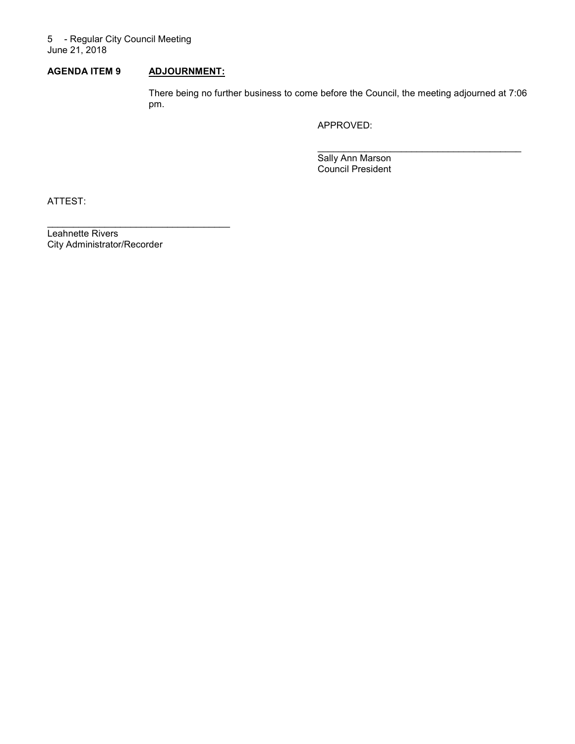**AGENDA ITEM 9** **ADJOURNMENT:**

There being no further business to come before the Council, the meeting adjourned at 7:06 pm.

APPROVED:

\_\_\_\_\_\_\_\_\_\_\_\_\_\_\_\_\_\_\_\_\_\_\_\_\_\_\_\_\_\_\_\_\_\_\_\_\_\_\_\_
Sally Ann Marson
Council President

ATTEST:

\_\_\_\_\_\_\_\_\_\_\_\_\_\_\_\_\_\_\_\_\_\_\_\_\_\_\_\_\_\_\_\_\_\_\_\_
Leahnette Rivers
City Administrator/Recorder